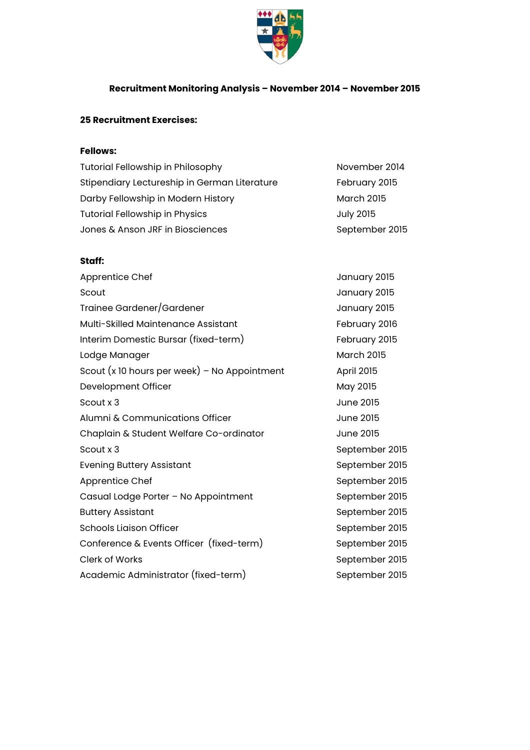# Recruitment Monitoring Analysis – November 2014 – November 2015

**25 Recruitment Exercises:**

**Fellows:**

| | |
|---|---|
| Tutorial Fellowship in Philosophy | November 2014 |
| Stipendiary Lectureship in German Literature | February 2015 |
| Darby Fellowship in Modern History | March 2015 |
| Tutorial Fellowship in Physics | July 2015 |
| Jones & Anson JRF in Biosciences | September 2015 |

**Staff:**

| | |
|---|---|
| Apprentice Chef | January 2015 |
| Scout | January 2015 |
| Trainee Gardener/Gardener | January 2015 |
| Multi-Skilled Maintenance Assistant | February 2016 |
| Interim Domestic Bursar (fixed-term) | February 2015 |
| Lodge Manager | March 2015 |
| Scout (x 10 hours per week) – No Appointment | April 2015 |
| Development Officer | May 2015 |
| Scout x 3 | June 2015 |
| Alumni & Communications Officer | June 2015 |
| Chaplain & Student Welfare Co-ordinator | June 2015 |
| Scout x 3 | September 2015 |
| Evening Buttery Assistant | September 2015 |
| Apprentice Chef | September 2015 |
| Casual Lodge Porter – No Appointment | September 2015 |
| Buttery Assistant | September 2015 |
| Schools Liaison Officer | September 2015 |
| Conference & Events Officer (fixed-term) | September 2015 |
| Clerk of Works | September 2015 |
| Academic Administrator (fixed-term) | September 2015 |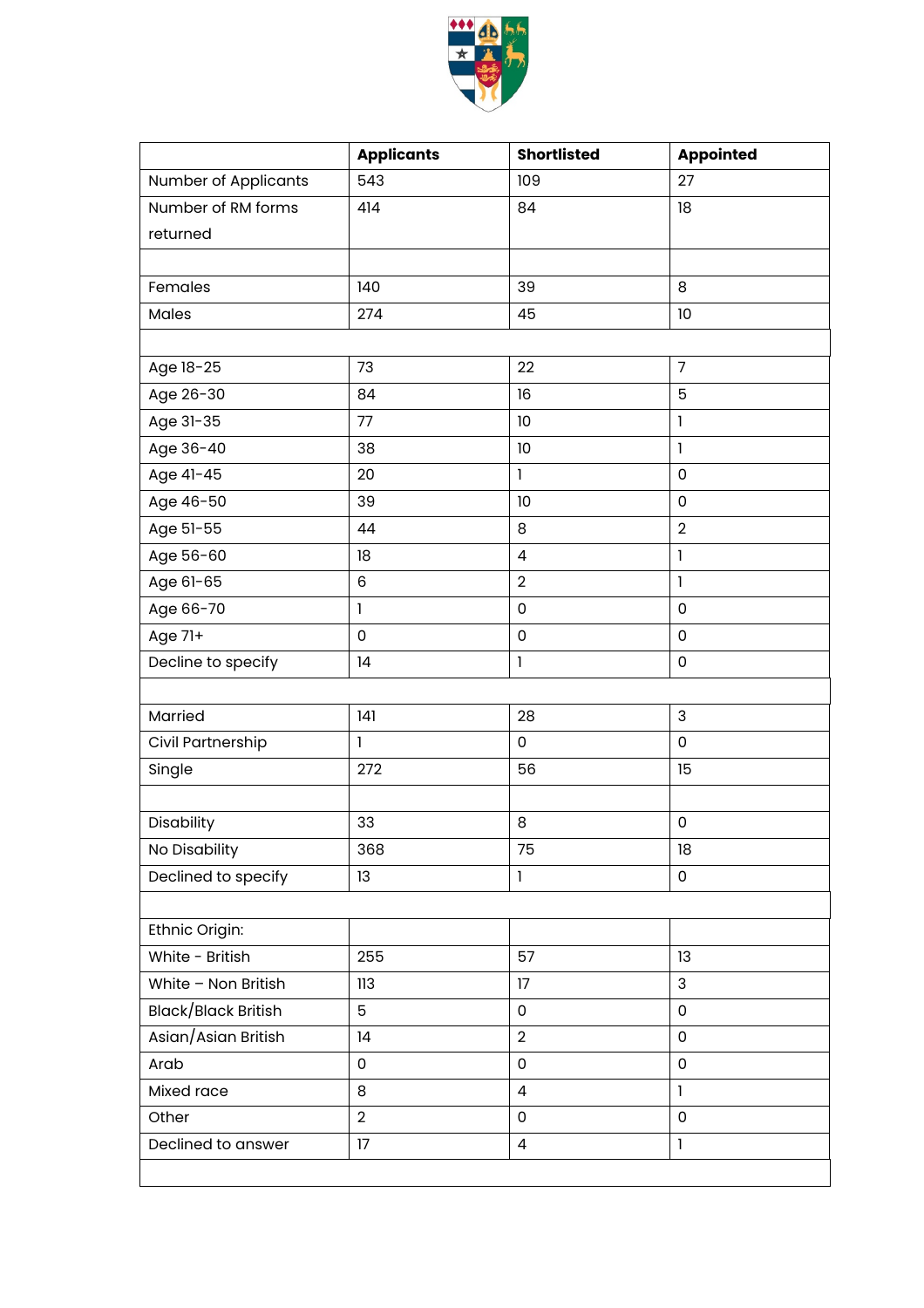| | Applicants | Shortlisted | Appointed |
|---|---|---|---|
| Number of Applicants | 543 | 109 | 27 |
| Number of RM forms returned | 414 | 84 | 18 |
| | | | |
| Females | 140 | 39 | 8 |
| Males | 274 | 45 | 10 |
| | | | |
| Age 18-25 | 73 | 22 | 7 |
| Age 26-30 | 84 | 16 | 5 |
| Age 31-35 | 77 | 10 | 1 |
| Age 36-40 | 38 | 10 | 1 |
| Age 41-45 | 20 | 1 | 0 |
| Age 46-50 | 39 | 10 | 0 |
| Age 51-55 | 44 | 8 | 2 |
| Age 56-60 | 18 | 4 | 1 |
| Age 61-65 | 6 | 2 | 1 |
| Age 66-70 | 1 | 0 | 0 |
| Age 71+ | 0 | 0 | 0 |
| Decline to specify | 14 | 1 | 0 |
| | | | |
| Married | 141 | 28 | 3 |
| Civil Partnership | 1 | 0 | 0 |
| Single | 272 | 56 | 15 |
| | | | |
| Disability | 33 | 8 | 0 |
| No Disability | 368 | 75 | 18 |
| Declined to specify | 13 | 1 | 0 |
| | | | |
| Ethnic Origin: | | | |
| White - British | 255 | 57 | 13 |
| White – Non British | 113 | 17 | 3 |
| Black/Black British | 5 | 0 | 0 |
| Asian/Asian British | 14 | 2 | 0 |
| Arab | 0 | 0 | 0 |
| Mixed race | 8 | 4 | 1 |
| Other | 2 | 0 | 0 |
| Declined to answer | 17 | 4 | 1 |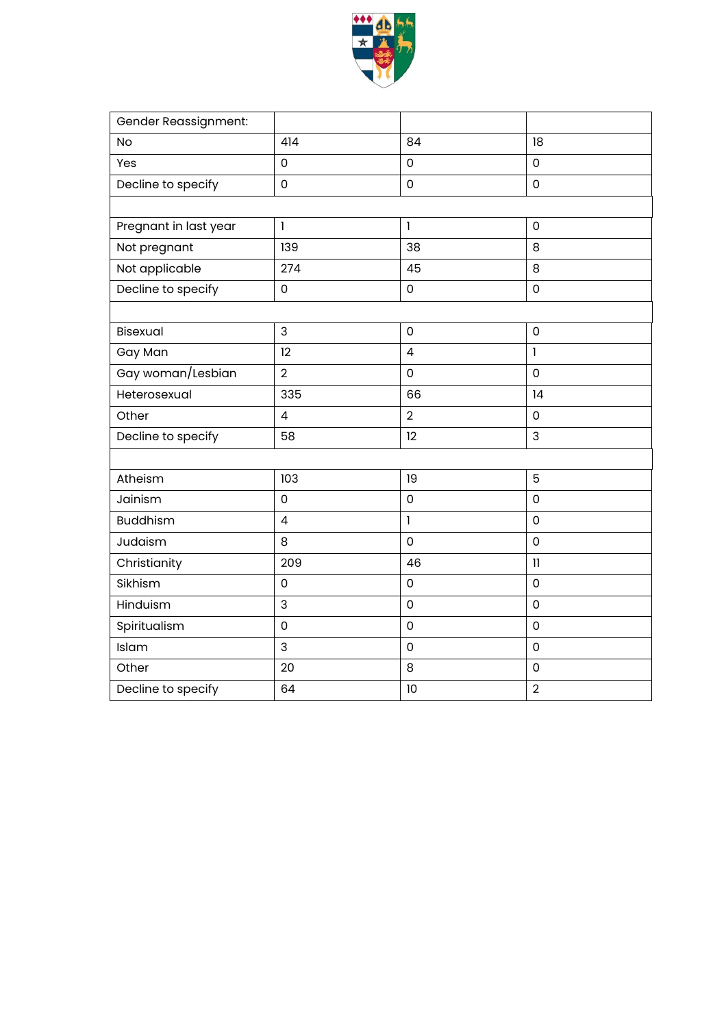| | | | |
|---|---|---|---|
| Gender Reassignment: | | | |
| No | 414 | 84 | 18 |
| Yes | 0 | 0 | 0 |
| Decline to specify | 0 | 0 | 0 |
| | | | |
| Pregnant in last year | 1 | 1 | 0 |
| Not pregnant | 139 | 38 | 8 |
| Not applicable | 274 | 45 | 8 |
| Decline to specify | 0 | 0 | 0 |
| | | | |
| Bisexual | 3 | 0 | 0 |
| Gay Man | 12 | 4 | 1 |
| Gay woman/Lesbian | 2 | 0 | 0 |
| Heterosexual | 335 | 66 | 14 |
| Other | 4 | 2 | 0 |
| Decline to specify | 58 | 12 | 3 |
| | | | |
| Atheism | 103 | 19 | 5 |
| Jainism | 0 | 0 | 0 |
| Buddhism | 4 | 1 | 0 |
| Judaism | 8 | 0 | 0 |
| Christianity | 209 | 46 | 11 |
| Sikhism | 0 | 0 | 0 |
| Hinduism | 3 | 0 | 0 |
| Spiritualism | 0 | 0 | 0 |
| Islam | 3 | 0 | 0 |
| Other | 20 | 8 | 0 |
| Decline to specify | 64 | 10 | 2 |